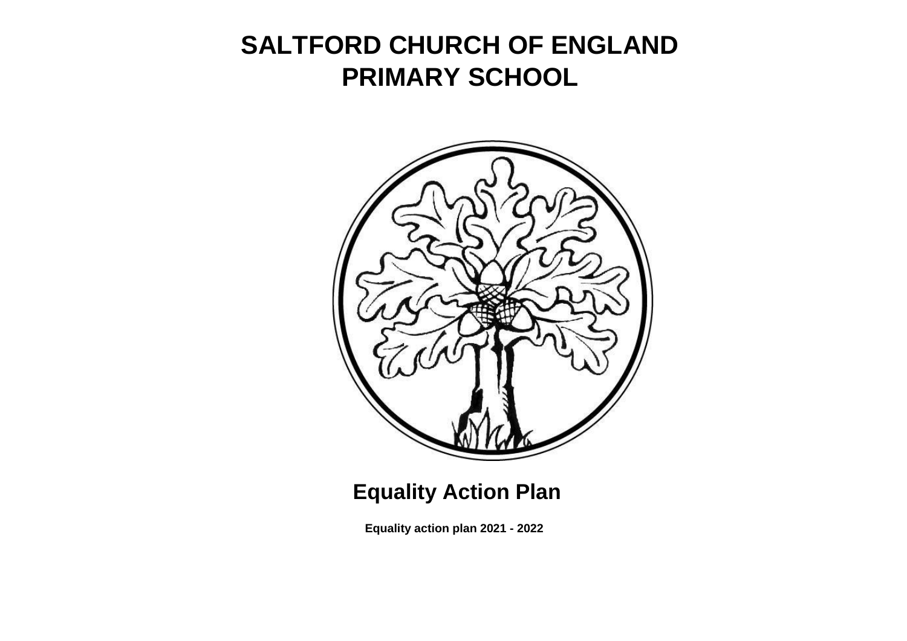# SALTFORD CHURCH OF ENGLAND PRIMARY SCHOOL

## Equality Action Plan

**Equality action plan 2021 - 2022**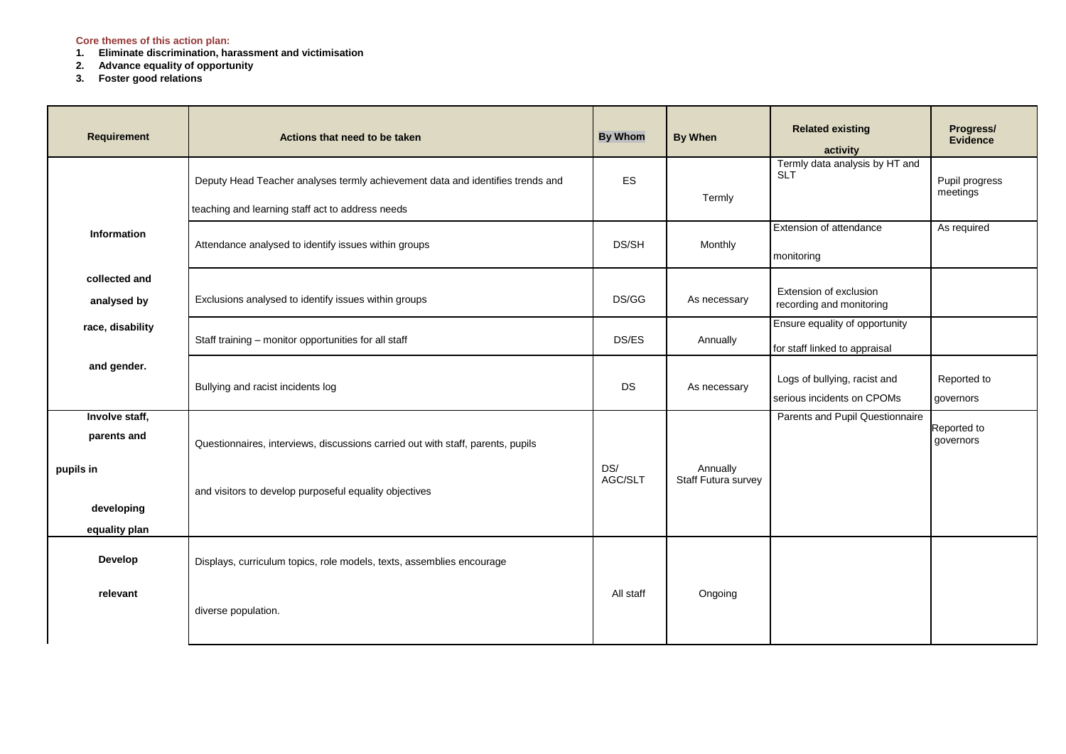**Core themes of this action plan:**

1. **Eliminate discrimination, harassment and victimisation**
2. **Advance equality of opportunity**
3. **Foster good relations**

| Requirement | Actions that need to be taken | By Whom | By When | Related existing activity | Progress/ Evidence |
|---|---|---|---|---|---|
| **Information collected and analysed by race, disability and gender.** | Deputy Head Teacher analyses termly achievement data and identifies trends and teaching and learning staff act to address needs | ES | Termly | Termly data analysis by HT and SLT | Pupil progress meetings |
| | Attendance analysed to identify issues within groups | DS/SH | Monthly | Extension of attendance monitoring | As required |
| | Exclusions analysed to identify issues within groups | DS/GG | As necessary | Extension of exclusion recording and monitoring | |
| | Staff training – monitor opportunities for all staff | DS/ES | Annually | Ensure equality of opportunity for staff linked to appraisal | |
| | Bullying and racist incidents log | DS | As necessary | Logs of bullying, racist and serious incidents on CPOMs | Reported to governors |
| **Involve staff, parents and pupils in developing equality plan** | Questionnaires, interviews, discussions carried out with staff, parents, pupils and visitors to develop purposeful equality objectives | DS/ AGC/SLT | Annually Staff Futura survey | Parents and Pupil Questionnaire | Reported to governors |
| **Develop relevant** | Displays, curriculum topics, role models, texts, assemblies encourage diverse population. | All staff | Ongoing | | |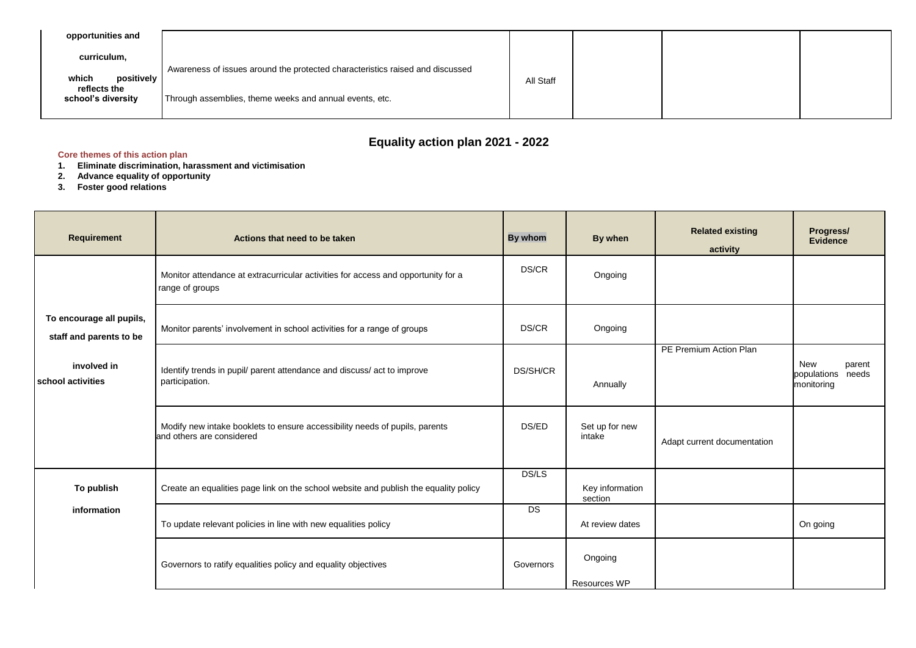| opportunities and curriculum, which positively reflects the school's diversity | Awareness of issues around the protected characteristics raised and discussed Through assemblies, theme weeks and annual events, etc. | All Staff | | | |
|---|---|---|---|---|---|

## Equality action plan 2021 - 2022

**Core themes of this action plan**

1. **Eliminate discrimination, harassment and victimisation**
2. **Advance equality of opportunity**
3. **Foster good relations**

| Requirement | Actions that need to be taken | By whom | By when | Related existing activity | Progress/ Evidence |
|---|---|---|---|---|---|
| To encourage all pupils, staff and parents to be involved in school activities | Monitor attendance at extracurricular activities for access and opportunity for a range of groups | DS/CR | Ongoing | | |
| | Monitor parents' involvement in school activities for a range of groups | DS/CR | Ongoing | | |
| | Identify trends in pupil/ parent attendance and discuss/ act to improve participation. | DS/SH/CR | Annually | PE Premium Action Plan | New parent populations needs monitoring |
| | Modify new intake booklets to ensure accessibility needs of pupils, parents and others are considered | DS/ED | Set up for new intake | Adapt current documentation | |
| To publish information | Create an equalities page link on the school website and publish the equality policy | DS/LS | Key information section | | |
| | To update relevant policies in line with new equalities policy | DS | At review dates | | On going |
| | Governors to ratify equalities policy and equality objectives | Governors | Ongoing Resources WP | | |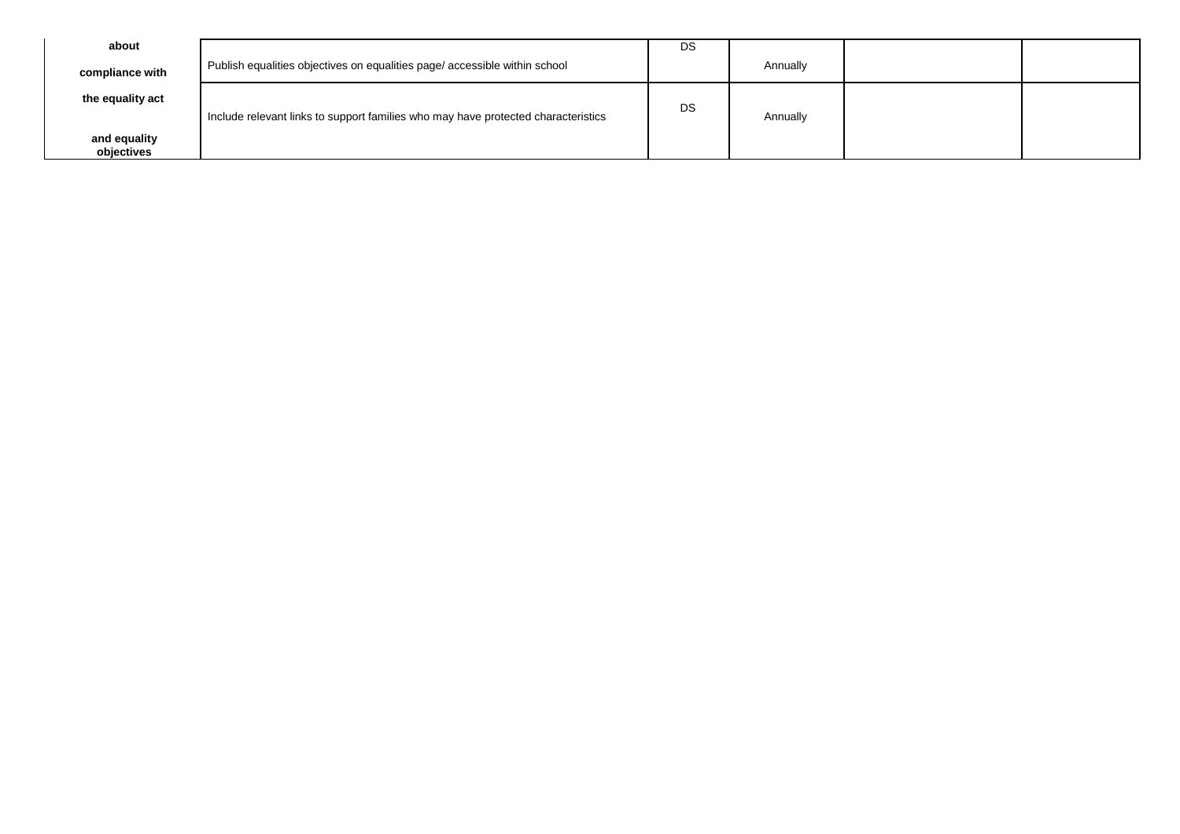| | | | | | |
|---|---|---|---|---|---|
| **about compliance with the equality act and equality objectives** | Publish equalities objectives on equalities page/ accessible within school | DS | Annually | | |
| | Include relevant links to support families who may have protected characteristics | DS | Annually | | |